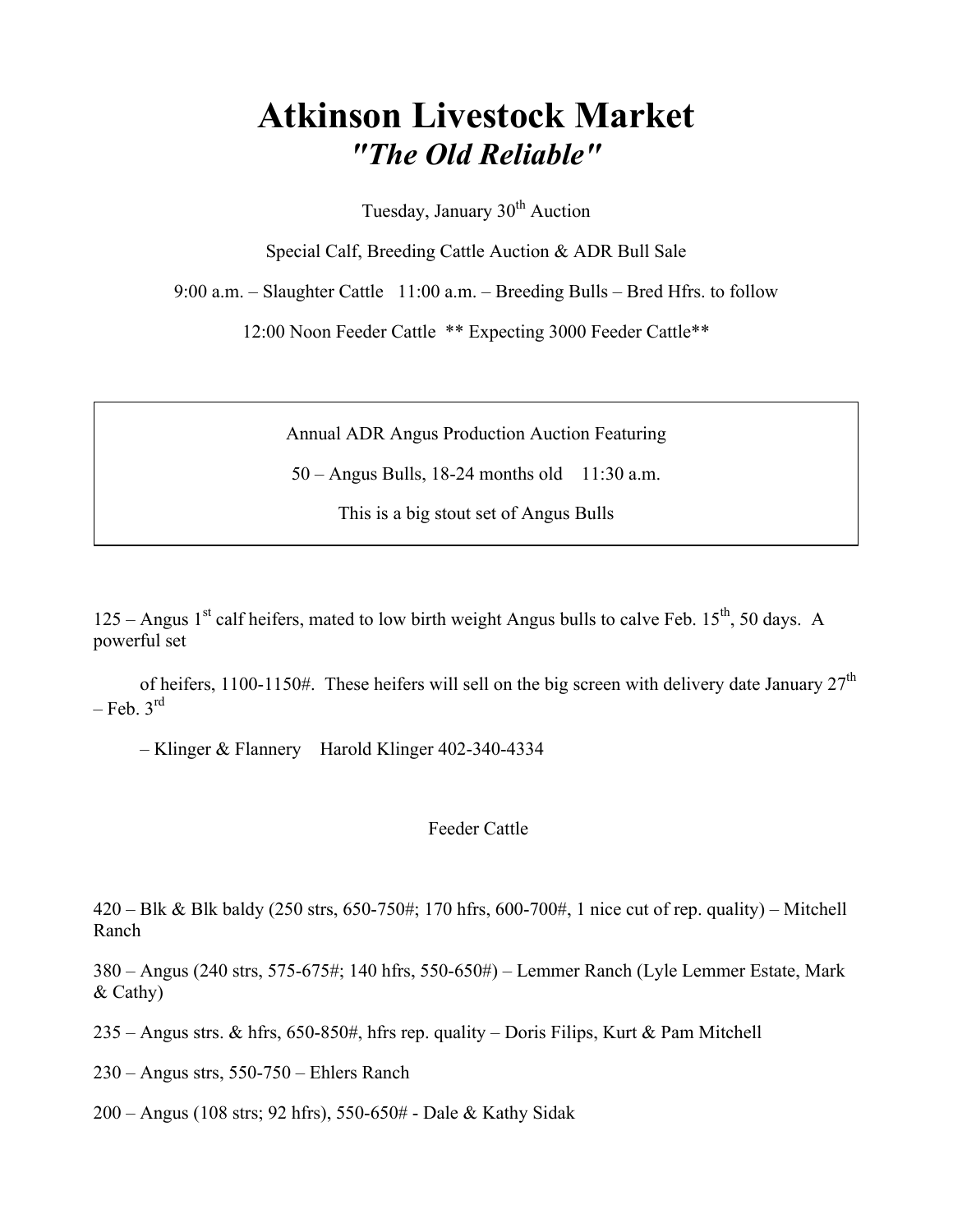# Atkinson Livestock Market

## *"The Old Reliable"*

Tuesday, January 30th Auction

Special Calf, Breeding Cattle Auction & ADR Bull Sale

9:00 a.m. – Slaughter Cattle   11:00 a.m. – Breeding Bulls – Bred Hfrs. to follow

12:00 Noon Feeder Cattle  ** Expecting 3000 Feeder Cattle**

---

Annual ADR Angus Production Auction Featuring

50 – Angus Bulls, 18-24 months old    11:30 a.m.

This is a big stout set of Angus Bulls

---

125 – Angus 1st calf heifers, mated to low birth weight Angus bulls to calve Feb. 15th, 50 days.  A powerful set

of heifers, 1100-1150#.  These heifers will sell on the big screen with delivery date January 27th – Feb. 3rd

– Klinger & Flannery    Harold Klinger 402-340-4334

Feeder Cattle

420 – Blk & Blk baldy (250 strs, 650-750#; 170 hfrs, 600-700#, 1 nice cut of rep. quality) – Mitchell Ranch

380 – Angus (240 strs, 575-675#; 140 hfrs, 550-650#) – Lemmer Ranch (Lyle Lemmer Estate, Mark & Cathy)

235 – Angus strs. & hfrs, 650-850#, hfrs rep. quality – Doris Filips, Kurt & Pam Mitchell

230 – Angus strs, 550-750 – Ehlers Ranch

200 – Angus (108 strs; 92 hfrs), 550-650# - Dale & Kathy Sidak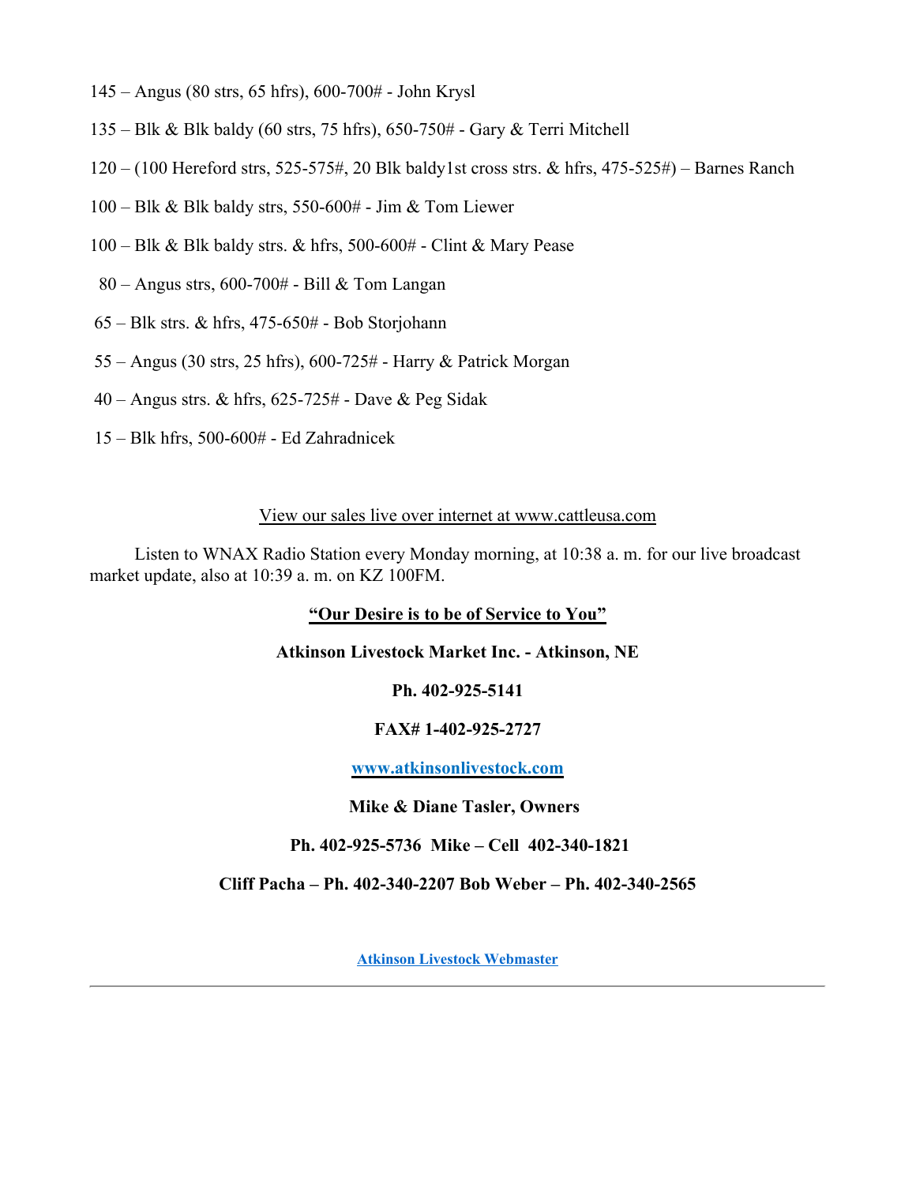145 – Angus (80 strs, 65 hfrs), 600-700# - John Krysl

135 – Blk & Blk baldy (60 strs, 75 hfrs), 650-750# - Gary & Terri Mitchell

120 – (100 Hereford strs, 525-575#, 20 Blk baldy1st cross strs. & hfrs, 475-525#) – Barnes Ranch

100 – Blk & Blk baldy strs, 550-600# - Jim & Tom Liewer

100 – Blk & Blk baldy strs. & hfrs, 500-600# - Clint & Mary Pease

80 – Angus strs, 600-700# - Bill & Tom Langan

65 – Blk strs. & hfrs, 475-650# - Bob Storjohann

55 – Angus (30 strs, 25 hfrs), 600-725# - Harry & Patrick Morgan

40 – Angus strs. & hfrs, 625-725# - Dave & Peg Sidak

15 – Blk hfrs, 500-600# - Ed Zahradnicek

View our sales live over internet at www.cattleusa.com

Listen to WNAX Radio Station every Monday morning, at 10:38 a. m. for our live broadcast market update, also at 10:39 a. m. on KZ 100FM.

**"Our Desire is to be of Service to You"**

**Atkinson Livestock Market Inc. - Atkinson, NE**

**Ph. 402-925-5141**

**FAX# 1-402-925-2727**

**www.atkinsonlivestock.com**

**Mike & Diane Tasler, Owners**

**Ph. 402-925-5736 Mike – Cell 402-340-1821**

**Cliff Pacha – Ph. 402-340-2207 Bob Weber – Ph. 402-340-2565**

**Atkinson Livestock Webmaster**

---